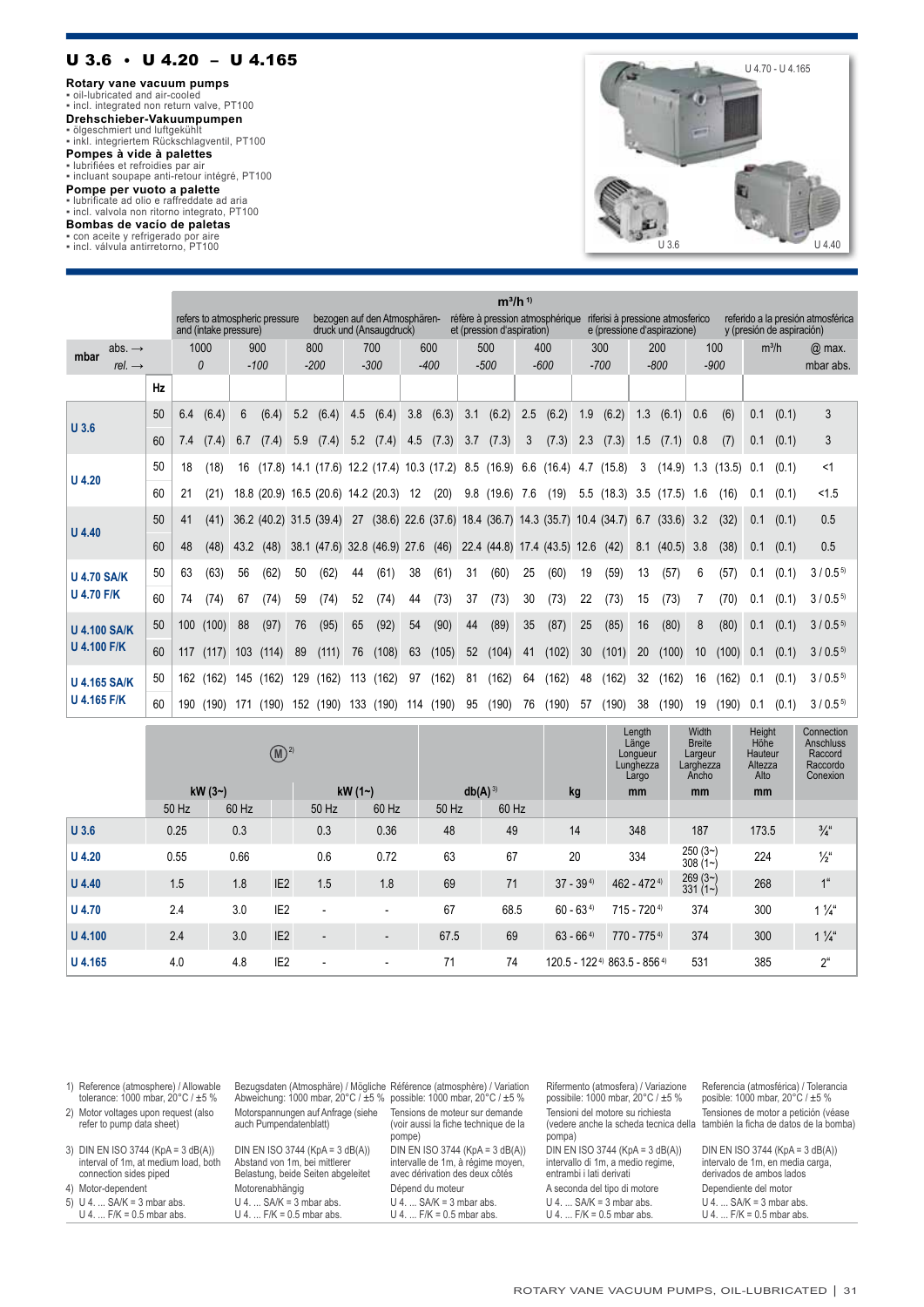# U 3.6 • U 4.20 – U 4.165

**Rotary vane vacuum pumps**
- oil-lubricated and air-cooled
- incl. integrated non return valve, PT100

**Drehschieber-Vakuumpumpen**
- ölgeschmiert und luftgekühlt
- inkl. integriertem Rückschlagventil, PT100

**Pompes à vide à palettes**
- lubrifiées et refroidies par air
- incluant soupape anti-retour intégré, PT100

**Pompe per vuoto a palette**
- lubrificate ad olio e raffreddate ad aria
- incl. valvola non ritorno integrato, PT100

**Bombas de vacío de paletas**
- con aceite y refrigerado por aire
- incl. válvula antirretorno, PT100

U 4.70 - U 4.165 · U 3.6 · U 4.40

| mbar | | m³/h [1] refers to atmospheric pressure and (intake pressure) / bezogen auf den Atmosphärendruck und (Ansaugdruck) / réfère à pression atmosphérique et (pression d'aspiration) / riferisi à pressione atmosferico e (pressione d'aspirazione) / referido a la presión atmosférica y (presión de aspiración) | | | | | | | | | | | |
|---|---|---|---|---|---|---|---|---|---|---|---|---|---|
| abs. → | | 1000 | 900 | 800 | 700 | 600 | 500 | 400 | 300 | 200 | 100 | m³/h | @ max. |
| *rel.* → | Hz | *0* | *-100* | *-200* | *-300* | *-400* | *-500* | *-600* | *-700* | *-800* | *-900* | | mbar abs. |
| **U 3.6** | 50 | 6.4 (6.4) | 6 (6.4) | 5.2 (6.4) | 4.5 (6.4) | 3.8 (6.3) | 3.1 (6.2) | 2.5 (6.2) | 1.9 (6.2) | 1.3 (6.1) | 0.6 (6) | 0.1 (0.1) | 3 |
| | 60 | 7.4 (7.4) | 6.7 (7.4) | 5.9 (7.4) | 5.2 (7.4) | 4.5 (7.3) | 3.7 (7.3) | 3 (7.3) | 2.3 (7.3) | 1.5 (7.1) | 0.8 (7) | 0.1 (0.1) | 3 |
| **U 4.20** | 50 | 18 (18) | 16 (17.8) | 14.1 (17.6) | 12.2 (17.4) | 10.3 (17.2) | 8.5 (16.9) | 6.6 (16.4) | 4.7 (15.8) | 3 (14.9) | 1.3 (13.5) | 0.1 (0.1) | <1 |
| | 60 | 21 (21) | 18.8 (20.9) | 16.5 (20.6) | 14.2 (20.3) | 12 (20) | 9.8 (19.6) | 7.6 (19) | 5.5 (18.3) | 3.5 (17.5) | 1.6 (16) | 0.1 (0.1) | <1.5 |
| **U 4.40** | 50 | 41 (41) | 36.2 (40.2) | 31.5 (39.4) | 27 (38.6) | 22.6 (37.6) | 18.4 (36.7) | 14.3 (35.7) | 10.4 (34.7) | 6.7 (33.6) | 3.2 (32) | 0.1 (0.1) | 0.5 |
| | 60 | 48 (48) | 43.2 (48) | 38.1 (47.6) | 32.8 (46.9) | 27.6 (46) | 22.4 (44.8) | 17.4 (43.5) | 12.6 (42) | 8.1 (40.5) | 3.8 (38) | 0.1 (0.1) | 0.5 |
| **U 4.70 SA/K** **U 4.70 F/K** | 50 | 63 (63) | 56 (62) | 50 (62) | 44 (61) | 38 (61) | 31 (60) | 25 (60) | 19 (59) | 13 (57) | 6 (57) | 0.1 (0.1) | 3 / 0.5 [5] |
| | 60 | 74 (74) | 67 (74) | 59 (74) | 52 (74) | 44 (73) | 37 (73) | 30 (73) | 22 (73) | 15 (73) | 7 (70) | 0.1 (0.1) | 3 / 0.5 [5] |
| **U 4.100 SA/K** **U 4.100 F/K** | 50 | 100 (100) | 88 (97) | 76 (95) | 65 (92) | 54 (90) | 44 (89) | 35 (87) | 25 (85) | 16 (80) | 8 (80) | 0.1 (0.1) | 3 / 0.5 [5] |
| | 60 | 117 (117) | 103 (114) | 89 (111) | 76 (108) | 63 (105) | 52 (104) | 41 (102) | 30 (101) | 20 (100) | 10 (100) | 0.1 (0.1) | 3 / 0.5 [5] |
| **U 4.165 SA/K** **U 4.165 F/K** | 50 | 162 (162) | 145 (162) | 129 (162) | 113 (162) | 97 (162) | 81 (162) | 64 (162) | 48 (162) | 32 (162) | 16 (162) | 0.1 (0.1) | 3 / 0.5 [5] |
| | 60 | 190 (190) | 171 (190) | 152 (190) | 133 (190) | 114 (190) | 95 (190) | 76 (190) | 57 (190) | 38 (190) | 19 (190) | 0.1 (0.1) | 3 / 0.5 [5] |

| | Ⓜ [2] kW (3~) | | | kW (1~) | | db(A) [3] | | kg | Length Länge Longueur Lunghezza Largo mm | Width Breite Largeur Larghezza Ancho mm | Height Höhe Hauteur Altezza Alto mm | Connection Anschluss Raccord Raccordo Conexion |
|---|---|---|---|---|---|---|---|---|---|---|---|---|
| | 50 Hz | 60 Hz | | 50 Hz | 60 Hz | 50 Hz | 60 Hz | | | | | |
| **U 3.6** | 0.25 | 0.3 | | 0.3 | 0.36 | 48 | 49 | 14 | 348 | 187 | 173.5 | ¾" |
| **U 4.20** | 0.55 | 0.66 | | 0.6 | 0.72 | 63 | 67 | 20 | 334 | 250 (3~) 308 (1~) | 224 | ½" |
| **U 4.40** | 1.5 | 1.8 | IE2 | 1.5 | 1.8 | 69 | 71 | 37 - 39 [4] | 462 - 472 [4] | 269 (3~) 331 (1~) | 268 | 1" |
| **U 4.70** | 2.4 | 3.0 | IE2 | - | - | 67 | 68.5 | 60 - 63 [4] | 715 - 720 [4] | 374 | 300 | 1 ¼" |
| **U 4.100** | 2.4 | 3.0 | IE2 | - | - | 67.5 | 69 | 63 - 66 [4] | 770 - 775 [4] | 374 | 300 | 1 ¼" |
| **U 4.165** | 4.0 | 4.8 | IE2 | - | - | 71 | 74 | 120.5 - 122 [4] | 863.5 - 856 [4] | 531 | 385 | 2" |

1) Reference (atmosphere) / Allowable tolerance: 1000 mbar, 20°C / ±5 % — Bezugsdaten (Atmosphäre) / Mögliche Abweichung: 1000 mbar, 20°C / ±5 % — Référence (atmosphère) / Variation possible: 1000 mbar, 20°C / ±5 % — Rifermento (atmosfera) / Variazione possibile: 1000 mbar, 20°C / ±5 % — Referencia (atmosférica) / Tolerancia posible: 1000 mbar, 20°C / ±5 %

2) Motor voltages upon request (also refer to pump data sheet) — Motorspannungen auf Anfrage (siehe auch Pumpendatenblatt) — Tensions de moteur sur demande (voir aussi la fiche technique de la pompe) — Tensioni del motore su richiesta (vedere anche la scheda tecnica della pompa) — Tensiones de motor a petición (véase también la ficha de datos de la bomba)

3) DIN EN ISO 3744 (KpA = 3 dB(A)) interval of 1m, at medium load, both connection sides piped — DIN EN ISO 3744 (KpA = 3 dB(A)) Abstand von 1m, bei mittlerer Belastung, beide Seiten abgeleitet — DIN EN ISO 3744 (KpA = 3 dB(A)) intervalle de 1m, à régime moyen, avec dérivation des deux côtés — DIN EN ISO 3744 (KpA = 3 dB(A)) intervallo di 1m, a medio regime, entrambi i lati derivati — DIN EN ISO 3744 (KpA = 3 dB(A)) intervalo de 1m, en media carga, derivados de ambos lados

4) Motor-dependent — Motorenabhängig — Dépend du moteur — A seconda del tipo di motore — Dependiente del motor

5) U 4. ... SA/K = 3 mbar abs. / U 4. ... F/K = 0.5 mbar abs.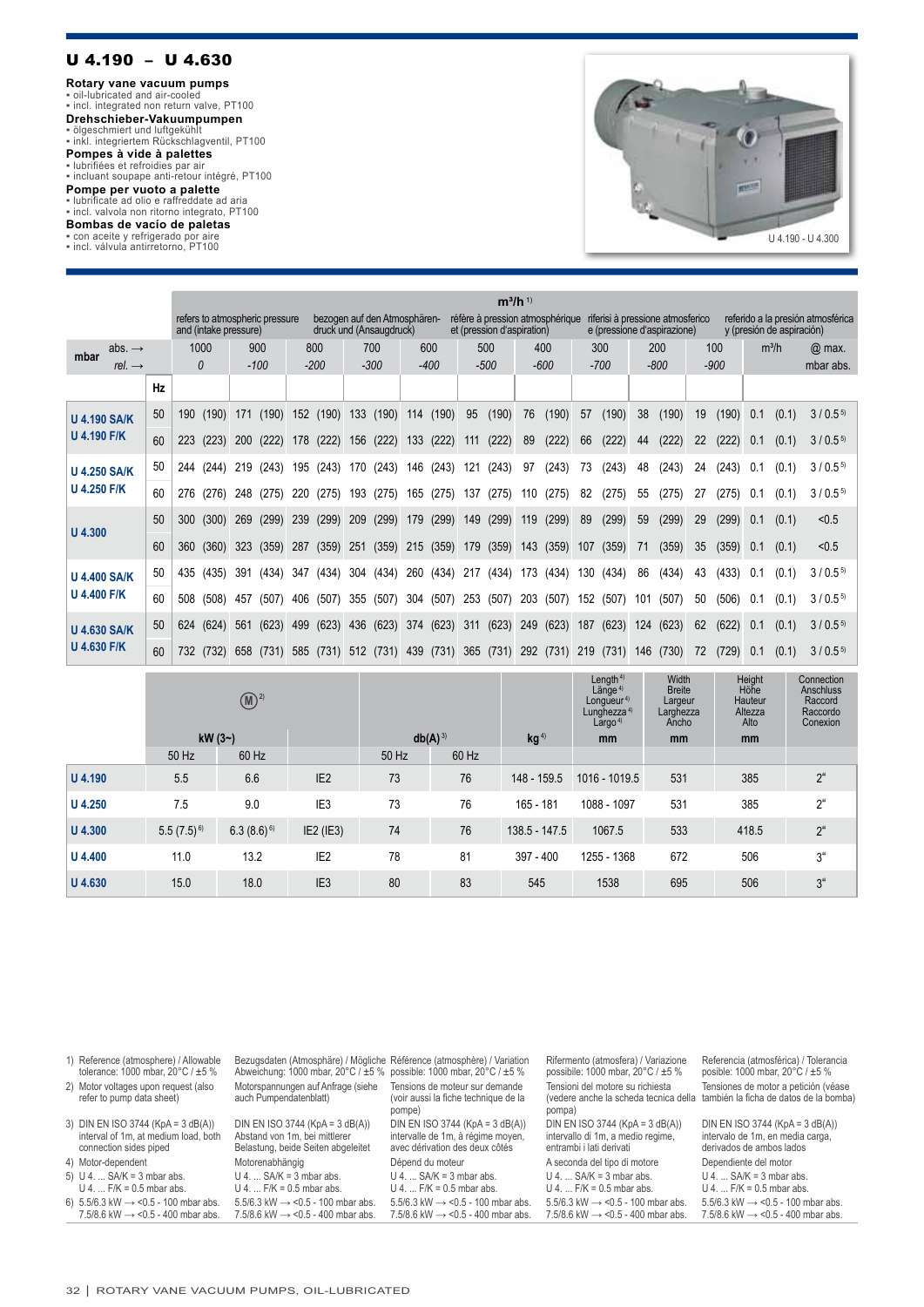## U 4.190 – U 4.630

**Rotary vane vacuum pumps**
- oil-lubricated and air-cooled
- incl. integrated non return valve, PT100

**Drehschieber-Vakuumpumpen**
- ölgeschmiert und luftgekühlt
- inkl. integriertem Rückschlagventil, PT100

**Pompes à vide à palettes**
- lubrifiées et refroidies par air
- incluant soupape anti-retour intégré, PT100

**Pompe per vuoto a palette**
- lubrificate ad olio e raffreddate ad aria
- incl. valvola non ritorno integrato, PT100

**Bombas de vacío de paletas**
- con aceite y refrigerado por aire
- incl. válvula antirretorno, PT100

U 4.190 - U 4.300

| | | m³/h [1] refers to atmospheric pressure and (intake pressure) / bezogen auf den Atmosphären-druck und (Ansaugdruck) / réfère à pression atmosphérique et (pression d'aspiration) / riferisi à pressione atmosferico e (pressione d'aspirazione) / referido a la presión atmosférica y (presión de aspiración) | | | | | | | | | | | |
|---|---|---|---|---|---|---|---|---|---|---|---|---|---|
| mbar | abs. → | 1000 | 900 | 800 | 700 | 600 | 500 | 400 | 300 | 200 | 100 | m³/h | @ max. |
| | rel. → | 0 | -100 | -200 | -300 | -400 | -500 | -600 | -700 | -800 | -900 | | mbar abs. |
| | Hz | | | | | | | | | | | | |
| U 4.190 SA/K | 50 | 190 (190) | 171 (190) | 152 (190) | 133 (190) | 114 (190) | 95 (190) | 76 (190) | 57 (190) | 38 (190) | 19 (190) | 0.1 (0.1) | 3 / 0.5 [5] |
| U 4.190 F/K | 60 | 223 (223) | 200 (222) | 178 (222) | 156 (222) | 133 (222) | 111 (222) | 89 (222) | 66 (222) | 44 (222) | 22 (222) | 0.1 (0.1) | 3 / 0.5 [5] |
| U 4.250 SA/K | 50 | 244 (244) | 219 (243) | 195 (243) | 170 (243) | 146 (243) | 121 (243) | 97 (243) | 73 (243) | 48 (243) | 24 (243) | 0.1 (0.1) | 3 / 0.5 [5] |
| U 4.250 F/K | 60 | 276 (276) | 248 (275) | 220 (275) | 193 (275) | 165 (275) | 137 (275) | 110 (275) | 82 (275) | 55 (275) | 27 (275) | 0.1 (0.1) | 3 / 0.5 [5] |
| U 4.300 | 50 | 300 (300) | 269 (299) | 239 (299) | 209 (299) | 179 (299) | 149 (299) | 119 (299) | 89 (299) | 59 (299) | 29 (299) | 0.1 (0.1) | <0.5 |
| | 60 | 360 (360) | 323 (359) | 287 (359) | 251 (359) | 215 (359) | 179 (359) | 143 (359) | 107 (359) | 71 (359) | 35 (359) | 0.1 (0.1) | <0.5 |
| U 4.400 SA/K | 50 | 435 (435) | 391 (434) | 347 (434) | 304 (434) | 260 (434) | 217 (434) | 173 (434) | 130 (434) | 86 (434) | 43 (433) | 0.1 (0.1) | 3 / 0.5 [5] |
| U 4.400 F/K | 60 | 508 (508) | 457 (507) | 406 (507) | 355 (507) | 304 (507) | 253 (507) | 203 (507) | 152 (507) | 101 (507) | 50 (506) | 0.1 (0.1) | 3 / 0.5 [5] |
| U 4.630 SA/K | 50 | 624 (624) | 561 (623) | 499 (623) | 436 (623) | 374 (623) | 311 (623) | 249 (623) | 187 (623) | 124 (623) | 62 (622) | 0.1 (0.1) | 3 / 0.5 [5] |
| U 4.630 F/K | 60 | 732 (732) | 658 (731) | 585 (731) | 512 (731) | 439 (731) | 365 (731) | 292 (731) | 219 (731) | 146 (730) | 72 (729) | 0.1 (0.1) | 3 / 0.5 [5] |

| | Ⓜ [2] kW (3~) | | | db(A) [3] | | kg [4] | Length [4] / Länge [4] / Longueur [4] / Lunghezza [4] / Largo [4] mm | Width / Breite / Largeur / Larghezza / Ancho mm | Height / Höhe / Hauteur / Altezza / Alto mm | Connection / Anschluss / Raccord / Raccordo / Conexion |
|---|---|---|---|---|---|---|---|---|---|---|
| | 50 Hz | 60 Hz | | 50 Hz | 60 Hz | | | | | |
| U 4.190 | 5.5 | 6.6 | IE2 | 73 | 76 | 148 - 159.5 | 1016 - 1019.5 | 531 | 385 | 2" |
| U 4.250 | 7.5 | 9.0 | IE3 | 73 | 76 | 165 - 181 | 1088 - 1097 | 531 | 385 | 2" |
| U 4.300 | 5.5 (7.5) [6] | 6.3 (8.6) [6] | IE2 (IE3) | 74 | 76 | 138.5 - 147.5 | 1067.5 | 533 | 418.5 | 2" |
| U 4.400 | 11.0 | 13.2 | IE2 | 78 | 81 | 397 - 400 | 1255 - 1368 | 672 | 506 | 3" |
| U 4.630 | 15.0 | 18.0 | IE3 | 80 | 83 | 545 | 1538 | 695 | 506 | 3" |

1) Reference (atmosphere) / Allowable tolerance: 1000 mbar, 20°C / ±5 % — Bezugsdaten (Atmosphäre) / Mögliche Abweichung: 1000 mbar, 20°C / ±5 % — Référence (atmosphère) / Variation possible: 1000 mbar, 20°C / ±5 % — Rifermento (atmosfera) / Variazione possibile: 1000 mbar, 20°C / ±5 % — Referencia (atmosférica) / Tolerancia posible: 1000 mbar, 20°C / ±5 %

2) Motor voltages upon request (also refer to pump data sheet) — Motorspannungen auf Anfrage (siehe auch Pumpendatenblatt) — Tensions de moteur sur demande (voir aussi la fiche technique de la pompe) — Tensioni del motore su richiesta (vedere anche la scheda tecnica della pompa) — Tensiones de motor a petición (véase también la ficha de datos de la bomba)

3) DIN EN ISO 3744 (KpA = 3 dB(A)) interval of 1m, at medium load, both connection sides piped — DIN EN ISO 3744 (KpA = 3 dB(A)) Abstand von 1m, bei mittlerer Belastung, beide Seiten abgeleitet — DIN EN ISO 3744 (KpA = 3 dB(A)) intervalle de 1m, à régime moyen, avec dérivation des deux côtés — DIN EN ISO 3744 (KpA = 3 dB(A)) intervallo di 1m, a medio regime, entrambi i lati derivati — DIN EN ISO 3744 (KpA = 3 dB(A)) intervalo de 1m, en media carga, derivados de ambos lados

4) Motor-dependent — Motorenabhängig — Dépend du moteur — A seconda del tipo di motore — Dependiente del motor

5) U 4. ... SA/K = 3 mbar abs. / U 4. ... F/K = 0.5 mbar abs.

6) 5.5/6.3 kW → <0.5 - 100 mbar abs. / 7.5/8.6 kW → <0.5 - 400 mbar abs.